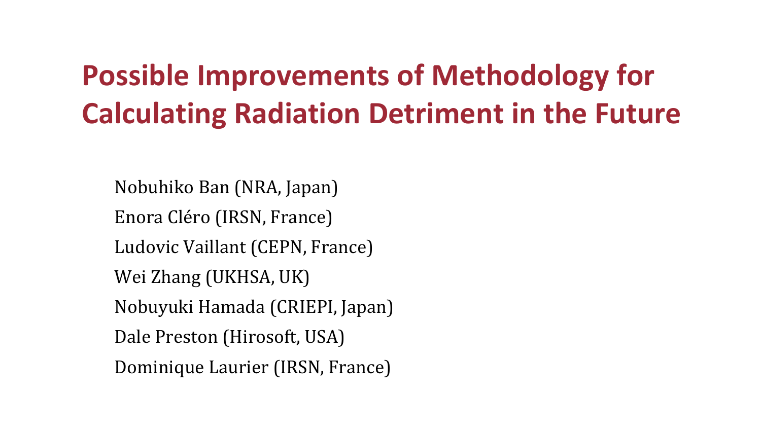# Possible Improvements of Methodology for Calculating Radiation Detriment in the Future

Nobuhiko Ban (NRA, Japan)

Enora Cléro (IRSN, France)

Ludovic Vaillant (CEPN, France)

Wei Zhang (UKHSA, UK)

Nobuyuki Hamada (CRIEPI, Japan)

Dale Preston (Hirosoft, USA)

Dominique Laurier (IRSN, France)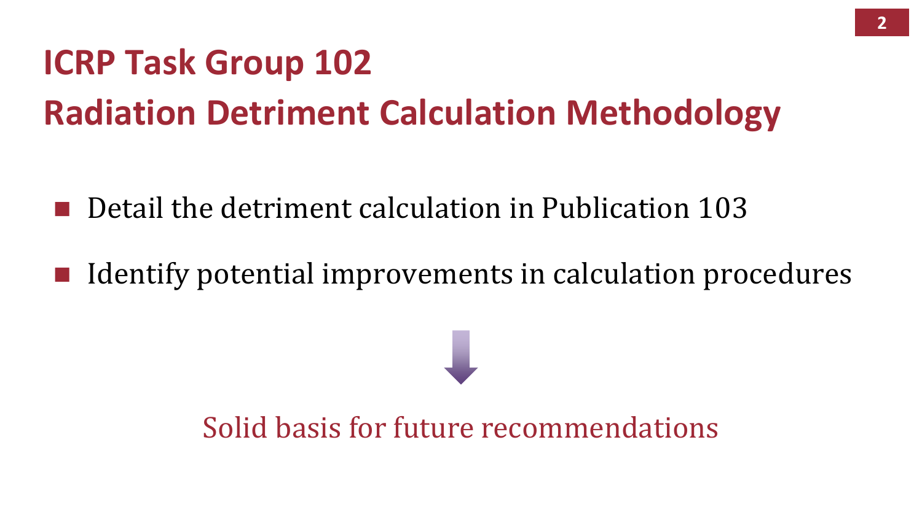# ICRP Task Group 102

# Radiation Detriment Calculation Methodology

- Detail the detriment calculation in Publication 103
- Identify potential improvements in calculation procedures

Solid basis for future recommendations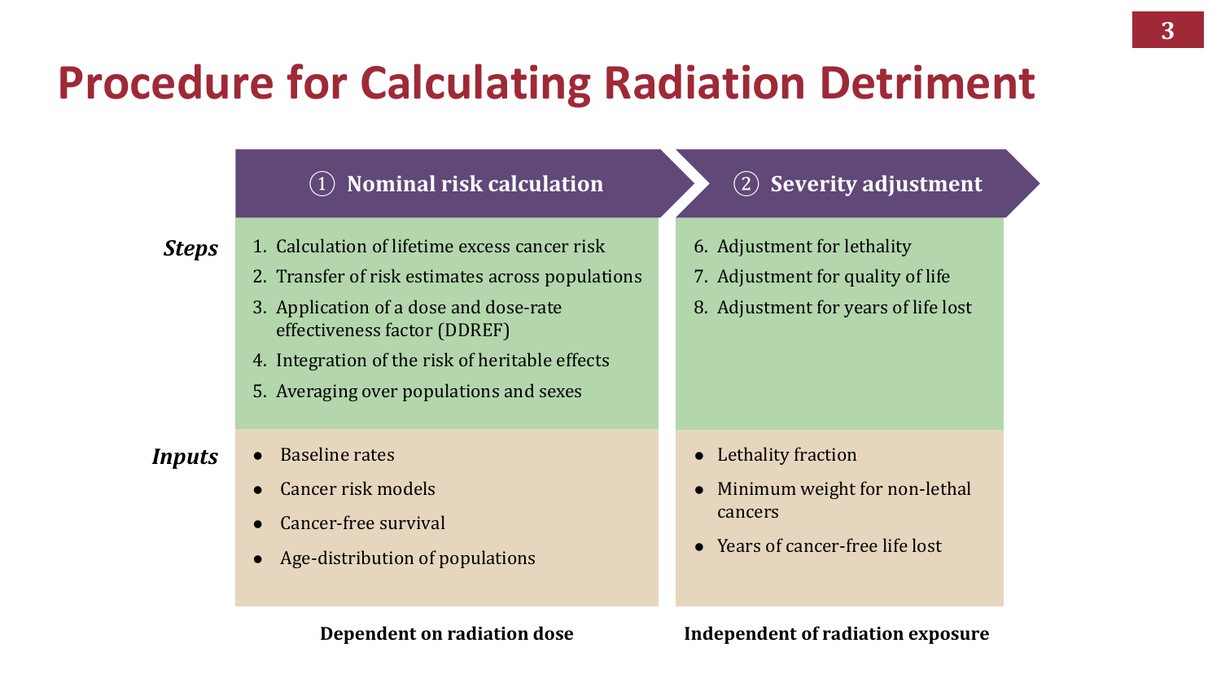# Procedure for Calculating Radiation Detriment

| | ① Nominal risk calculation | ② Severity adjustment |
|---|---|---|
| ***Steps*** | 1. Calculation of lifetime excess cancer risk<br>2. Transfer of risk estimates across populations<br>3. Application of a dose and dose-rate effectiveness factor (DDREF)<br>4. Integration of the risk of heritable effects<br>5. Averaging over populations and sexes | 6. Adjustment for lethality<br>7. Adjustment for quality of life<br>8. Adjustment for years of life lost |
| ***Inputs*** | • Baseline rates<br>• Cancer risk models<br>• Cancer-free survival<br>• Age-distribution of populations | • Lethality fraction<br>• Minimum weight for non-lethal cancers<br>• Years of cancer-free life lost |
| | **Dependent on radiation dose** | **Independent of radiation exposure** |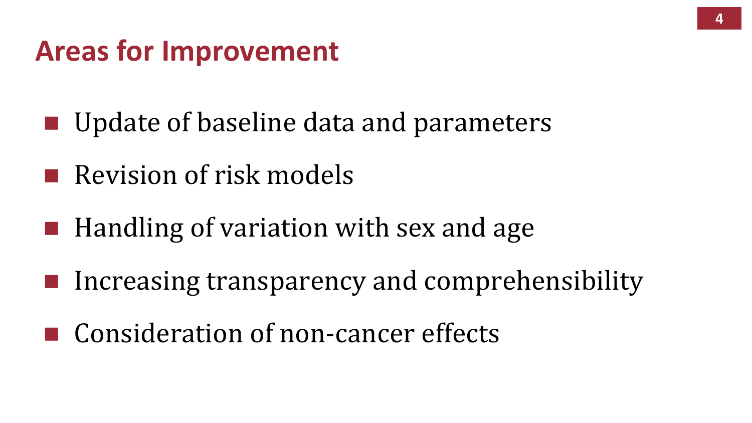## Areas for Improvement

- Update of baseline data and parameters
- Revision of risk models
- Handling of variation with sex and age
- Increasing transparency and comprehensibility
- Consideration of non-cancer effects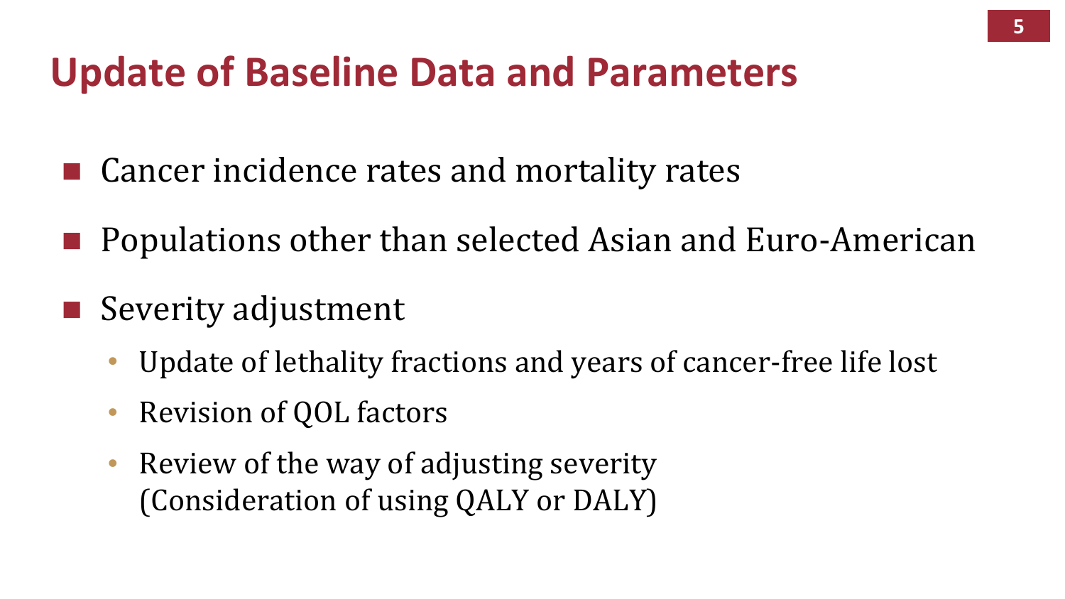# Update of Baseline Data and Parameters

- Cancer incidence rates and mortality rates
- Populations other than selected Asian and Euro-American
- Severity adjustment
  - Update of lethality fractions and years of cancer-free life lost
  - Revision of QOL factors
  - Review of the way of adjusting severity (Consideration of using QALY or DALY)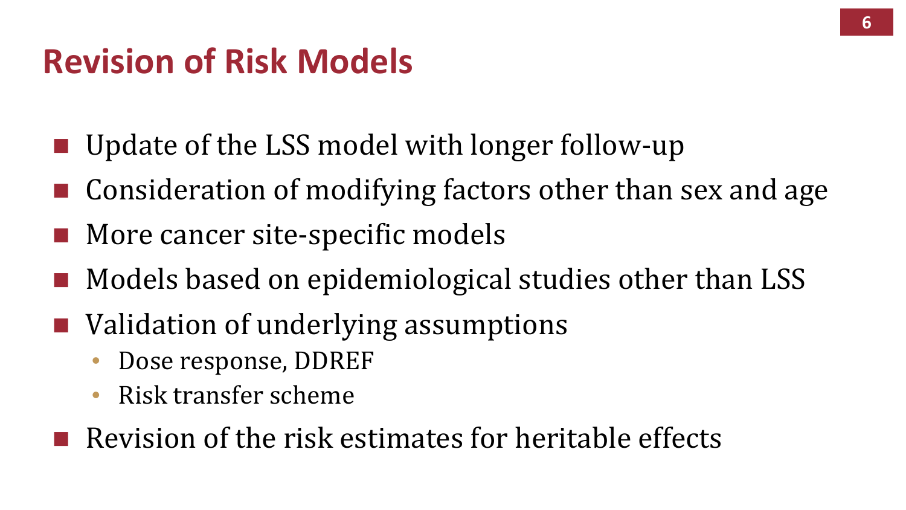# Revision of Risk Models

- Update of the LSS model with longer follow-up
- Consideration of modifying factors other than sex and age
- More cancer site-specific models
- Models based on epidemiological studies other than LSS
- Validation of underlying assumptions
  - Dose response, DDREF
  - Risk transfer scheme
- Revision of the risk estimates for heritable effects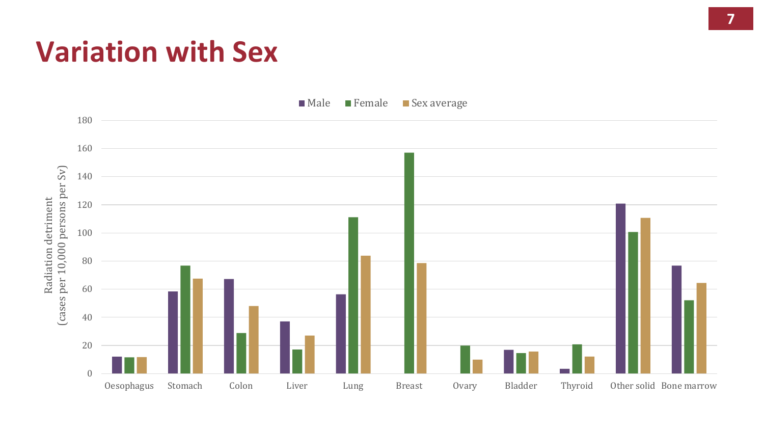# Variation with Sex

Male | Female | Sex average

Radiation detriment (cases per 10,000 persons per Sv)

180
160
140
120
100
80
60
40
20
0

Oesophagus | Stomach | Colon | Liver | Lung | Breast | Ovary | Bladder | Thyroid | Other solid | Bone marrow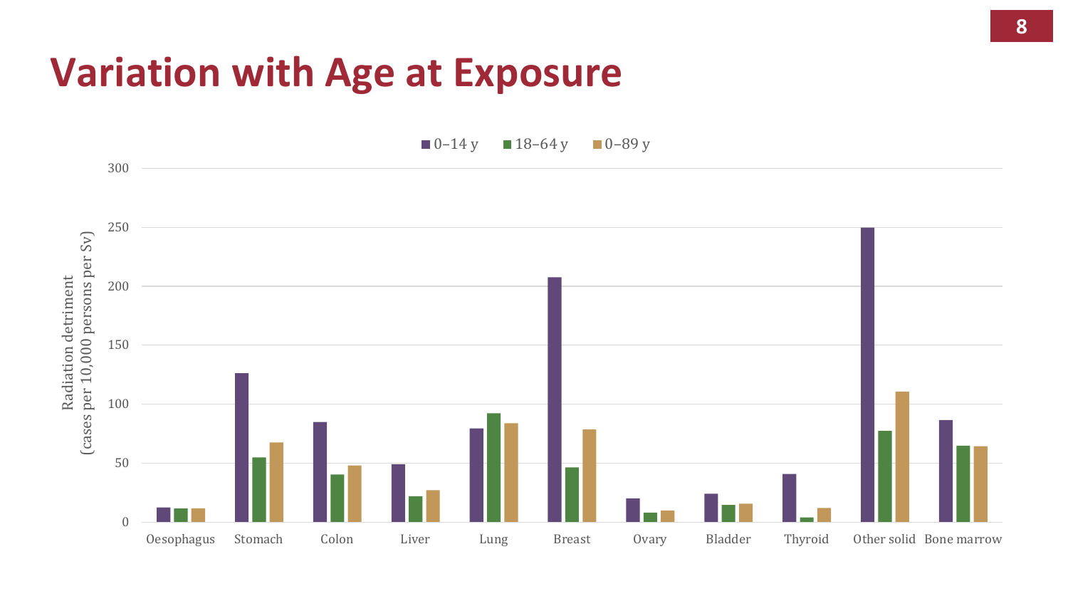# Variation with Age at Exposure

■ 0–14 y ■ 18–64 y ■ 0–89 y

Radiation detriment (cases per 10,000 persons per Sv)

| | 0–14 y | 18–64 y | 0–89 y |
|---|---|---|---|
| Oesophagus | 12 | 11 | 11 |
| Stomach | 126 | 55 | 67 |
| Colon | 85 | 40 | 48 |
| Liver | 49 | 22 | 27 |
| Lung | 79 | 92 | 84 |
| Breast | 208 | 46 | 78 |
| Ovary | 20 | 8 | 10 |
| Bladder | 24 | 15 | 15 |
| Thyroid | 40 | 4 | 12 |
| Other solid | 250 | 77 | 111 |
| Bone marrow | 86 | 65 | 64 |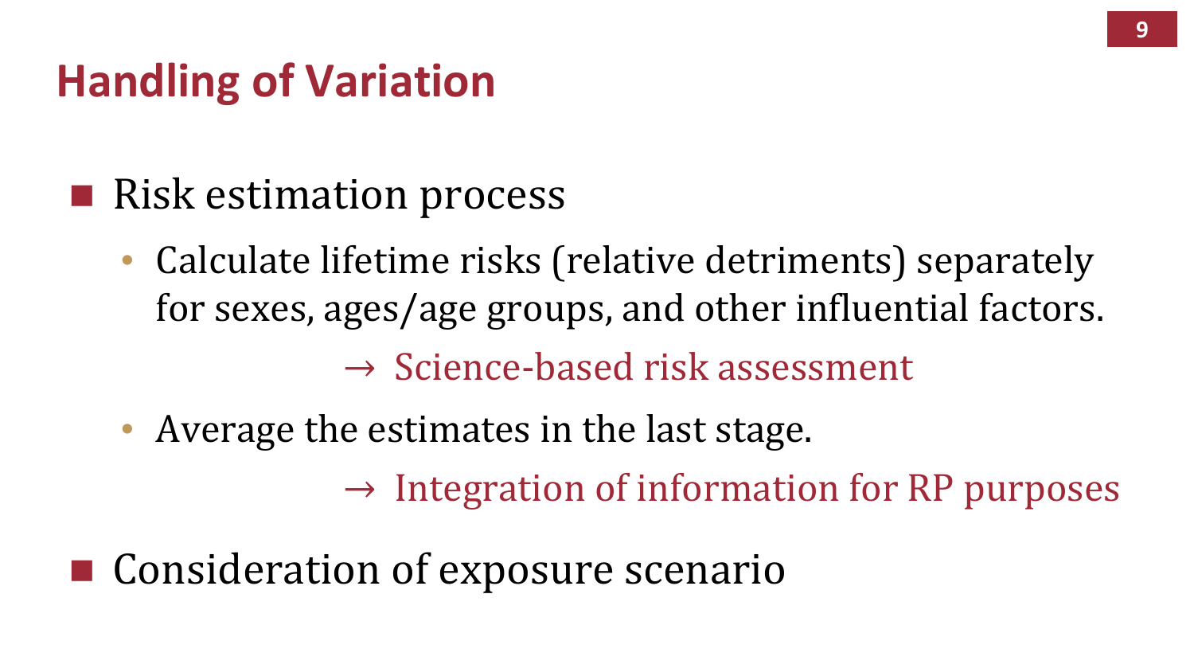# Handling of Variation

- Risk estimation process
  - Calculate lifetime risks (relative detriments) separately for sexes, ages/age groups, and other influential factors.

    → Science-based risk assessment

  - Average the estimates in the last stage.

    → Integration of information for RP purposes

- Consideration of exposure scenario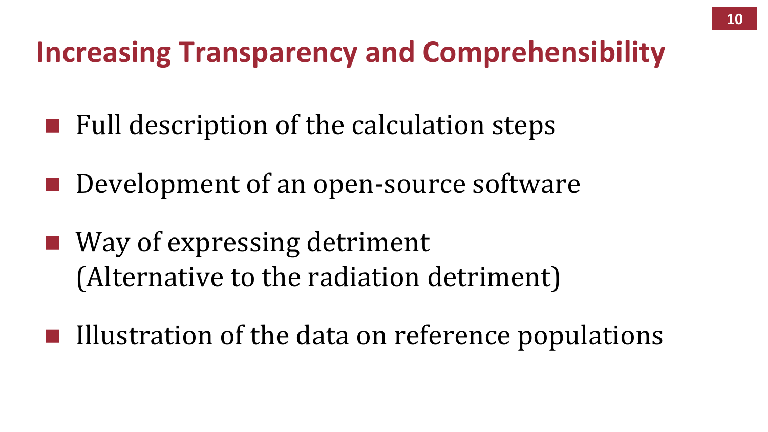# Increasing Transparency and Comprehensibility

- Full description of the calculation steps
- Development of an open-source software
- Way of expressing detriment
  (Alternative to the radiation detriment)
- Illustration of the data on reference populations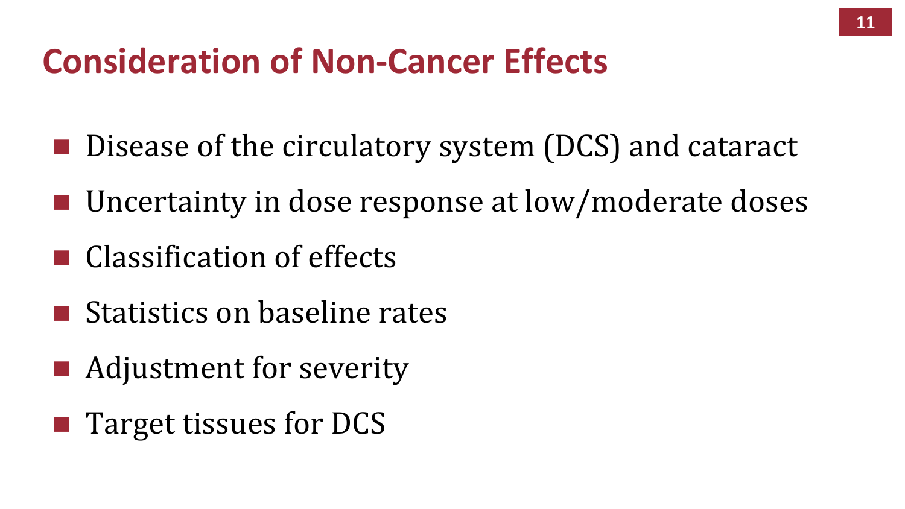# Consideration of Non-Cancer Effects

- Disease of the circulatory system (DCS) and cataract
- Uncertainty in dose response at low/moderate doses
- Classification of effects
- Statistics on baseline rates
- Adjustment for severity
- Target tissues for DCS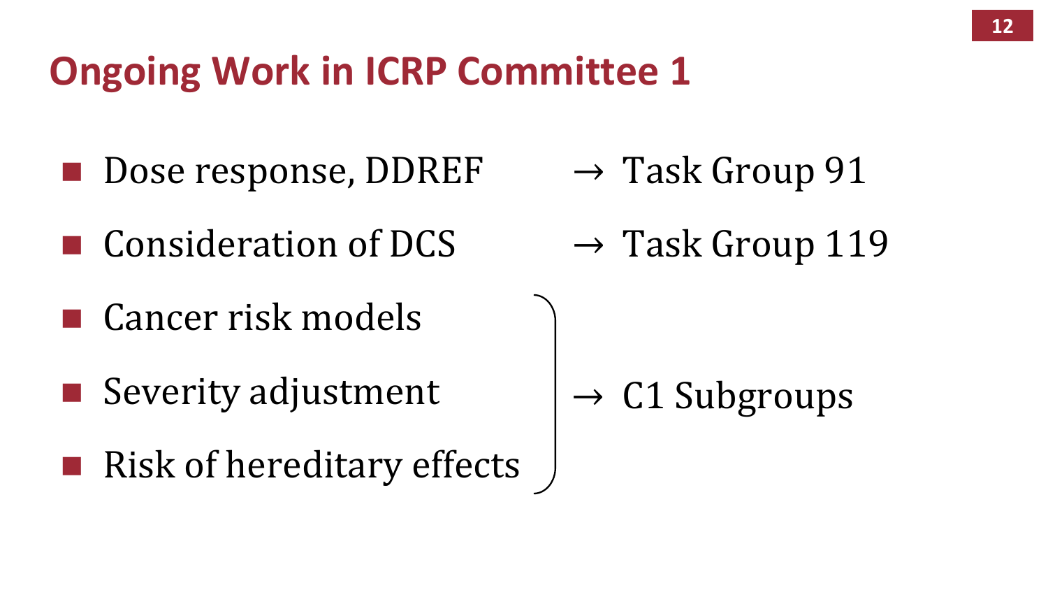# Ongoing Work in ICRP Committee 1

- Dose response, DDREF → Task Group 91
- Consideration of DCS → Task Group 119
- Cancer risk models
- Severity adjustment
- Risk of hereditary effects

(Cancer risk models, Severity adjustment, Risk of hereditary effects) → C1 Subgroups